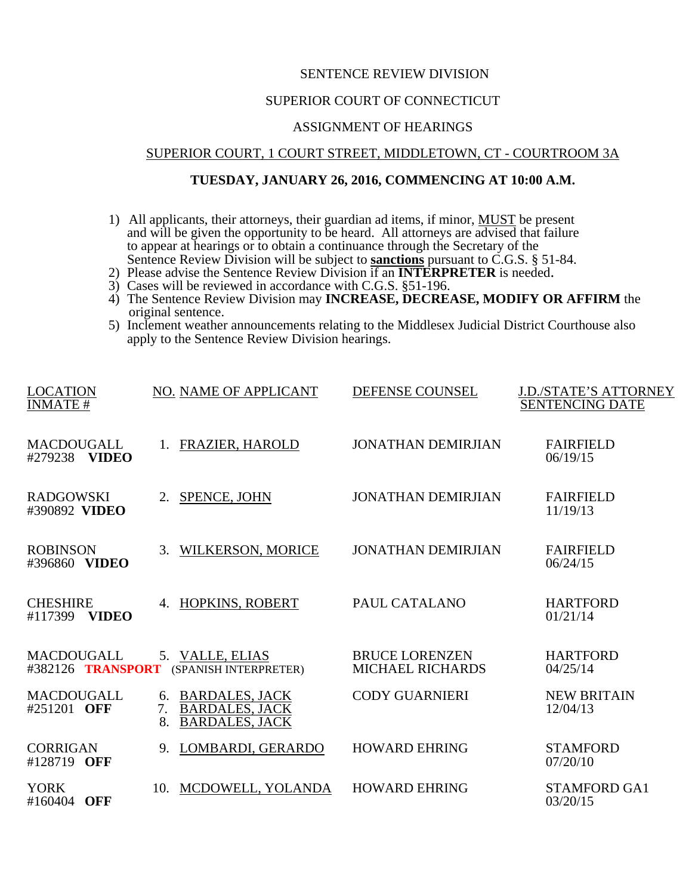SENTENCE REVIEW DIVISION

SUPERIOR COURT OF CONNECTICUT

ASSIGNMENT OF HEARINGS

SUPERIOR COURT, 1 COURT STREET, MIDDLETOWN, CT - COURTROOM 3A

**TUESDAY, JANUARY 26, 2016, COMMENCING AT 10:00 A.M.**

1) All applicants, their attorneys, their guardian ad items, if minor, MUST be present and will be given the opportunity to be heard. All attorneys are advised that failure to appear at hearings or to obtain a continuance through the Secretary of the Sentence Review Division will be subject to **sanctions** pursuant to C.G.S. § 51-84.
2) Please advise the Sentence Review Division if an **INTERPRETER** is needed.
3) Cases will be reviewed in accordance with C.G.S. §51-196.
4) The Sentence Review Division may **INCREASE, DECREASE, MODIFY OR AFFIRM** the original sentence.
5) Inclement weather announcements relating to the Middlesex Judicial District Courthouse also apply to the Sentence Review Division hearings.

| LOCATION INMATE # | NO. NAME OF APPLICANT | DEFENSE COUNSEL | J.D./STATE'S ATTORNEY SENTENCING DATE |
|---|---|---|---|
| MACDOUGALL #279238 **VIDEO** | 1. FRAZIER, HAROLD | JONATHAN DEMIRJIAN | FAIRFIELD 06/19/15 |
| RADGOWSKI #390892 **VIDEO** | 2. SPENCE, JOHN | JONATHAN DEMIRJIAN | FAIRFIELD 11/19/13 |
| ROBINSON #396860 **VIDEO** | 3. WILKERSON, MORICE | JONATHAN DEMIRJIAN | FAIRFIELD 06/24/15 |
| CHESHIRE #117399 **VIDEO** | 4. HOPKINS, ROBERT | PAUL CATALANO | HARTFORD 01/21/14 |
| MACDOUGALL #382126 **TRANSPORT** | 5. VALLE, ELIAS (SPANISH INTERPRETER) | BRUCE LORENZEN MICHAEL RICHARDS | HARTFORD 04/25/14 |
| MACDOUGALL #251201 **OFF** | 6. BARDALES, JACK 7. BARDALES, JACK 8. BARDALES, JACK | CODY GUARNIERI | NEW BRITAIN 12/04/13 |
| CORRIGAN #128719 **OFF** | 9. LOMBARDI, GERARDO | HOWARD EHRING | STAMFORD 07/20/10 |
| YORK #160404 **OFF** | 10. MCDOWELL, YOLANDA | HOWARD EHRING | STAMFORD GA1 03/20/15 |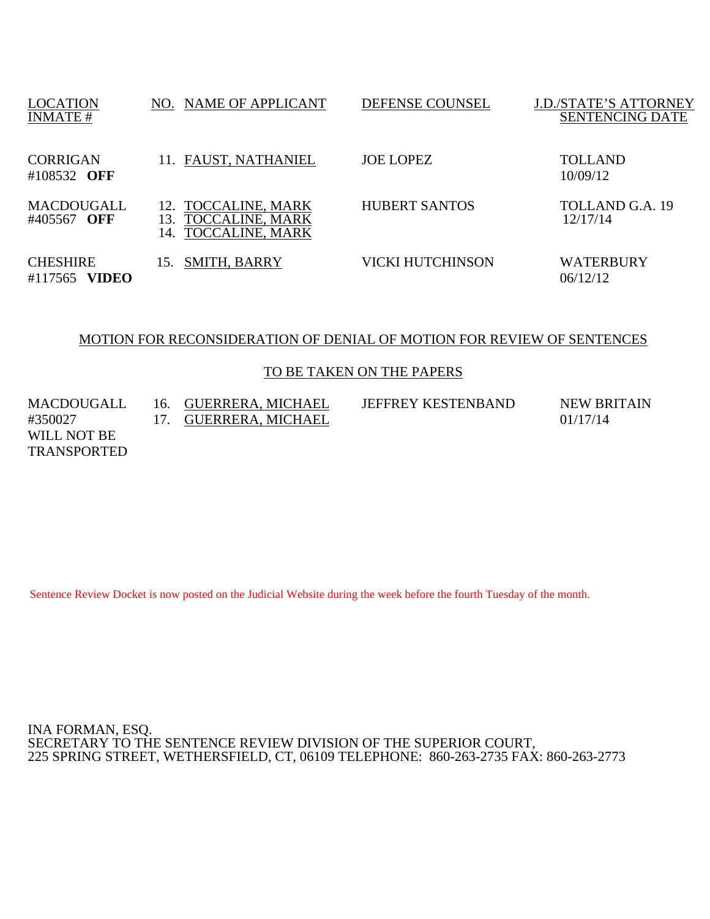| LOCATION INMATE # | NO. | NAME OF APPLICANT | DEFENSE COUNSEL | J.D./STATE'S ATTORNEY SENTENCING DATE |
| --- | --- | --- | --- | --- |
| CORRIGAN #108532 **OFF** | 11. | FAUST, NATHANIEL | JOE LOPEZ | TOLLAND 10/09/12 |
| MACDOUGALL #405567 **OFF** | 12. 13. 14. | TOCCALINE, MARK TOCCALINE, MARK TOCCALINE, MARK | HUBERT SANTOS | TOLLAND G.A. 19 12/17/14 |
| CHESHIRE #117565 **VIDEO** | 15. | SMITH, BARRY | VICKI HUTCHINSON | WATERBURY 06/12/12 |

## MOTION FOR RECONSIDERATION OF DENIAL OF MOTION FOR REVIEW OF SENTENCES

### TO BE TAKEN ON THE PAPERS

| | | | | |
| --- | --- | --- | --- | --- |
| MACDOUGALL #350027 WILL NOT BE TRANSPORTED | 16. 17. | GUERRERA, MICHAEL GUERRERA, MICHAEL | JEFFREY KESTENBAND | NEW BRITAIN 01/17/14 |

Sentence Review Docket is now posted on the Judicial Website during the week before the fourth Tuesday of the month.

INA FORMAN, ESQ.
SECRETARY TO THE SENTENCE REVIEW DIVISION OF THE SUPERIOR COURT,
225 SPRING STREET, WETHERSFIELD, CT, 06109 TELEPHONE: 860-263-2735 FAX: 860-263-2773